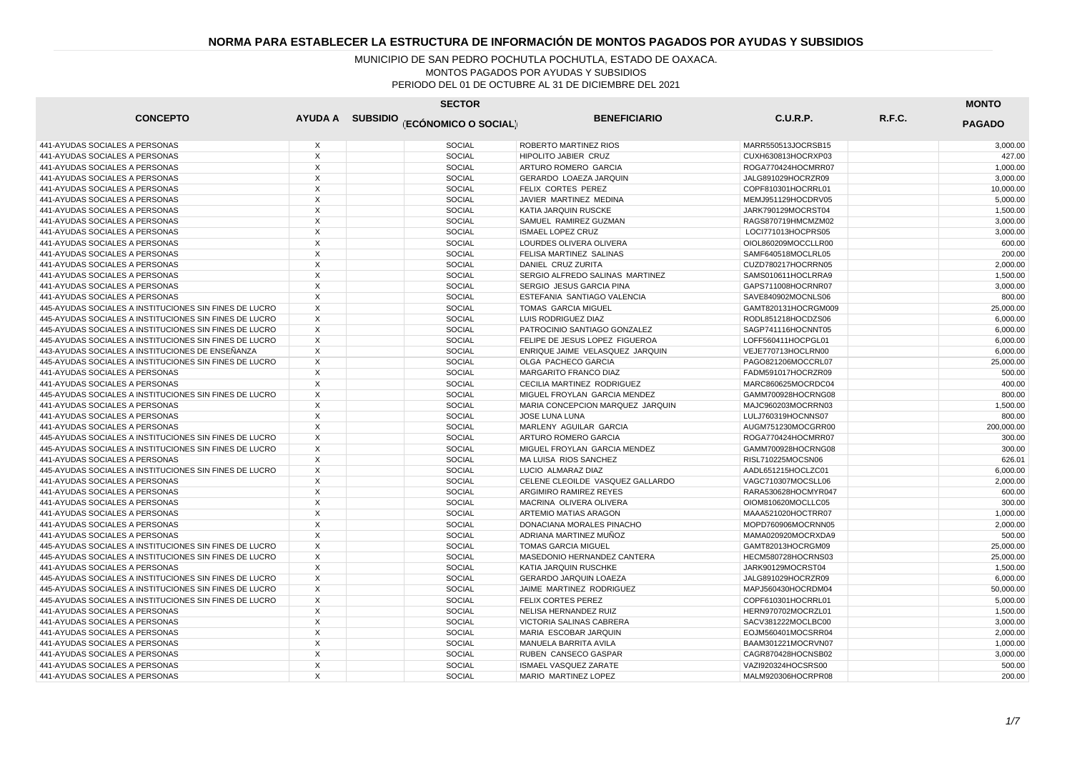# NORMA PARA ESTABLECER LA ESTRUCTURA DE INFORMACIÓN DE MONTOS PAGADOS POR AYUDAS Y SUBSIDIOS

MUNICIPIO DE SAN PEDRO POCHUTLA POCHUTLA, ESTADO DE OAXACA.
MONTOS PAGADOS POR AYUDAS Y SUBSIDIOS
PERIODO DEL 01 DE OCTUBRE AL 31 DE DICIEMBRE DEL 2021

| CONCEPTO | AYUDA A | SUBSIDIO | SECTOR (ECÓNOMICO O SOCIAL) | BENEFICIARIO | C.U.R.P. | R.F.C. | MONTO PAGADO |
|---|---|---|---|---|---|---|---|
| 441-AYUDAS SOCIALES A PERSONAS | X | | SOCIAL | ROBERTO MARTINEZ RIOS | MARR550513JOCRSB15 | | 3,000.00 |
| 441-AYUDAS SOCIALES A PERSONAS | X | | SOCIAL | HIPOLITO JABIER CRUZ | CUXH630813HOCRXP03 | | 427.00 |
| 441-AYUDAS SOCIALES A PERSONAS | X | | SOCIAL | ARTURO ROMERO GARCIA | ROGA770424HOCMRR07 | | 1,000.00 |
| 441-AYUDAS SOCIALES A PERSONAS | X | | SOCIAL | GERARDO LOAEZA JARQUIN | JALG891029HOCRZR09 | | 3,000.00 |
| 441-AYUDAS SOCIALES A PERSONAS | X | | SOCIAL | FELIX CORTES PEREZ | COPF810301HOCRRL01 | | 10,000.00 |
| 441-AYUDAS SOCIALES A PERSONAS | X | | SOCIAL | JAVIER MARTINEZ MEDINA | MEMJ951129HOCDRV05 | | 5,000.00 |
| 441-AYUDAS SOCIALES A PERSONAS | X | | SOCIAL | KATIA JARQUIN RUSCKE | JARK790129MOCRST04 | | 1,500.00 |
| 441-AYUDAS SOCIALES A PERSONAS | X | | SOCIAL | SAMUEL RAMIREZ GUZMAN | RAGS870719HMCMZM02 | | 3,000.00 |
| 441-AYUDAS SOCIALES A PERSONAS | X | | SOCIAL | ISMAEL LOPEZ CRUZ | LOCI771013HOCPRS05 | | 3,000.00 |
| 441-AYUDAS SOCIALES A PERSONAS | X | | SOCIAL | LOURDES OLIVERA OLIVERA | OIOL860209MOCCLLR00 | | 600.00 |
| 441-AYUDAS SOCIALES A PERSONAS | X | | SOCIAL | FELISA MARTINEZ SALINAS | SAMF640518MOCLRL05 | | 200.00 |
| 441-AYUDAS SOCIALES A PERSONAS | X | | SOCIAL | DANIEL CRUZ ZURITA | CUZD780217HOCRRN05 | | 2,000.00 |
| 441-AYUDAS SOCIALES A PERSONAS | X | | SOCIAL | SERGIO ALFREDO SALINAS MARTINEZ | SAMS010611HOCLRRA9 | | 1,500.00 |
| 441-AYUDAS SOCIALES A PERSONAS | X | | SOCIAL | SERGIO JESUS GARCIA PINA | GAPS711008HOCRNR07 | | 3,000.00 |
| 441-AYUDAS SOCIALES A PERSONAS | X | | SOCIAL | ESTEFANIA SANTIAGO VALENCIA | SAVE840902MOCNLS06 | | 800.00 |
| 445-AYUDAS SOCIALES A INSTITUCIONES SIN FINES DE LUCRO | X | | SOCIAL | TOMAS GARCIA MIGUEL | GAMT820131HOCRGM009 | | 25,000.00 |
| 445-AYUDAS SOCIALES A INSTITUCIONES SIN FINES DE LUCRO | X | | SOCIAL | LUIS RODRIGUEZ DIAZ | RODL851218HOCDZS06 | | 6,000.00 |
| 445-AYUDAS SOCIALES A INSTITUCIONES SIN FINES DE LUCRO | X | | SOCIAL | PATROCINIO SANTIAGO GONZALEZ | SAGP741116HOCNNT05 | | 6,000.00 |
| 445-AYUDAS SOCIALES A INSTITUCIONES SIN FINES DE LUCRO | X | | SOCIAL | FELIPE DE JESUS LOPEZ FIGUEROA | LOFF560411HOCPGL01 | | 6,000.00 |
| 443-AYUDAS SOCIALES A INSTITUCIONES DE ENSEÑANZA | X | | SOCIAL | ENRIQUE JAIME VELASQUEZ JARQUIN | VEJE770713HOCLRN00 | | 6,000.00 |
| 445-AYUDAS SOCIALES A INSTITUCIONES SIN FINES DE LUCRO | X | | SOCIAL | OLGA PACHECO GARCIA | PAGO821206MOCCRL07 | | 25,000.00 |
| 441-AYUDAS SOCIALES A PERSONAS | X | | SOCIAL | MARGARITO FRANCO DIAZ | FADM591017HOCRZR09 | | 500.00 |
| 441-AYUDAS SOCIALES A PERSONAS | X | | SOCIAL | CECILIA MARTINEZ RODRIGUEZ | MARC860625MOCRDC04 | | 400.00 |
| 445-AYUDAS SOCIALES A INSTITUCIONES SIN FINES DE LUCRO | X | | SOCIAL | MIGUEL FROYLAN GARCIA MENDEZ | GAMM700928HOCRNG08 | | 800.00 |
| 441-AYUDAS SOCIALES A PERSONAS | X | | SOCIAL | MARIA CONCEPCION MARQUEZ JARQUIN | MAJC960203MOCRRN03 | | 1,500.00 |
| 441-AYUDAS SOCIALES A PERSONAS | X | | SOCIAL | JOSE LUNA LUNA | LULJ760319HOCNNS07 | | 800.00 |
| 441-AYUDAS SOCIALES A PERSONAS | X | | SOCIAL | MARLENY AGUILAR GARCIA | AUGM751230MOCGRR00 | | 200,000.00 |
| 445-AYUDAS SOCIALES A INSTITUCIONES SIN FINES DE LUCRO | X | | SOCIAL | ARTURO ROMERO GARCIA | ROGA770424HOCMRR07 | | 300.00 |
| 445-AYUDAS SOCIALES A INSTITUCIONES SIN FINES DE LUCRO | X | | SOCIAL | MIGUEL FROYLAN GARCIA MENDEZ | GAMM700928HOCRNG08 | | 300.00 |
| 441-AYUDAS SOCIALES A PERSONAS | X | | SOCIAL | MA LUISA RIOS SANCHEZ | RISL710225MOCSN06 | | 626.01 |
| 445-AYUDAS SOCIALES A INSTITUCIONES SIN FINES DE LUCRO | X | | SOCIAL | LUCIO ALMARAZ DIAZ | AADL651215HOCLZC01 | | 6,000.00 |
| 441-AYUDAS SOCIALES A PERSONAS | X | | SOCIAL | CELENE CLEOILDE VASQUEZ GALLARDO | VAGC710307MOCSLL06 | | 2,000.00 |
| 441-AYUDAS SOCIALES A PERSONAS | X | | SOCIAL | ARGIMIRO RAMIREZ REYES | RARA530628HOCMYR047 | | 600.00 |
| 441-AYUDAS SOCIALES A PERSONAS | X | | SOCIAL | MACRINA OLIVERA OLIVERA | OIOM810620MOCLLC05 | | 300.00 |
| 441-AYUDAS SOCIALES A PERSONAS | X | | SOCIAL | ARTEMIO MATIAS ARAGON | MAAA521020HOCTRR07 | | 1,000.00 |
| 441-AYUDAS SOCIALES A PERSONAS | X | | SOCIAL | DONACIANA MORALES PINACHO | MOPD760906MOCRNN05 | | 2,000.00 |
| 441-AYUDAS SOCIALES A PERSONAS | X | | SOCIAL | ADRIANA MARTINEZ MUÑOZ | MAMA020920MOCRXDA9 | | 500.00 |
| 445-AYUDAS SOCIALES A INSTITUCIONES SIN FINES DE LUCRO | X | | SOCIAL | TOMAS GARCIA MIGUEL | GAMT82013HOCRGM09 | | 25,000.00 |
| 445-AYUDAS SOCIALES A INSTITUCIONES SIN FINES DE LUCRO | X | | SOCIAL | MASEDONIO HERNANDEZ CANTERA | HECM580728HOCRNS03 | | 25,000.00 |
| 441-AYUDAS SOCIALES A PERSONAS | X | | SOCIAL | KATIA JARQUIN RUSCHKE | JARK90129MOCRST04 | | 1,500.00 |
| 445-AYUDAS SOCIALES A INSTITUCIONES SIN FINES DE LUCRO | X | | SOCIAL | GERARDO JARQUIN LOAEZA | JALG891029HOCRZR09 | | 6,000.00 |
| 445-AYUDAS SOCIALES A INSTITUCIONES SIN FINES DE LUCRO | X | | SOCIAL | JAIME MARTINEZ RODRIGUEZ | MAPJ560430HOCRDM04 | | 50,000.00 |
| 445-AYUDAS SOCIALES A INSTITUCIONES SIN FINES DE LUCRO | X | | SOCIAL | FELIX CORTES PEREZ | COPF610301HOCRRL01 | | 5,000.00 |
| 441-AYUDAS SOCIALES A PERSONAS | X | | SOCIAL | NELISA HERNANDEZ RUIZ | HERN970702MOCRZL01 | | 1,500.00 |
| 441-AYUDAS SOCIALES A PERSONAS | X | | SOCIAL | VICTORIA SALINAS CABRERA | SACV381222MOCLBC00 | | 3,000.00 |
| 441-AYUDAS SOCIALES A PERSONAS | X | | SOCIAL | MARIA ESCOBAR JARQUIN | EOJM560401MOCSRR04 | | 2,000.00 |
| 441-AYUDAS SOCIALES A PERSONAS | X | | SOCIAL | MANUELA BARRITA AVILA | BAAM301221MOCRVN07 | | 1,000.00 |
| 441-AYUDAS SOCIALES A PERSONAS | X | | SOCIAL | RUBEN CANSECO GASPAR | CAGR870428HOCNSB02 | | 3,000.00 |
| 441-AYUDAS SOCIALES A PERSONAS | X | | SOCIAL | ISMAEL VASQUEZ ZARATE | VAZI920324HOCSRS00 | | 500.00 |
| 441-AYUDAS SOCIALES A PERSONAS | X | | SOCIAL | MARIO MARTINEZ LOPEZ | MALM920306HOCRPR08 | | 200.00 |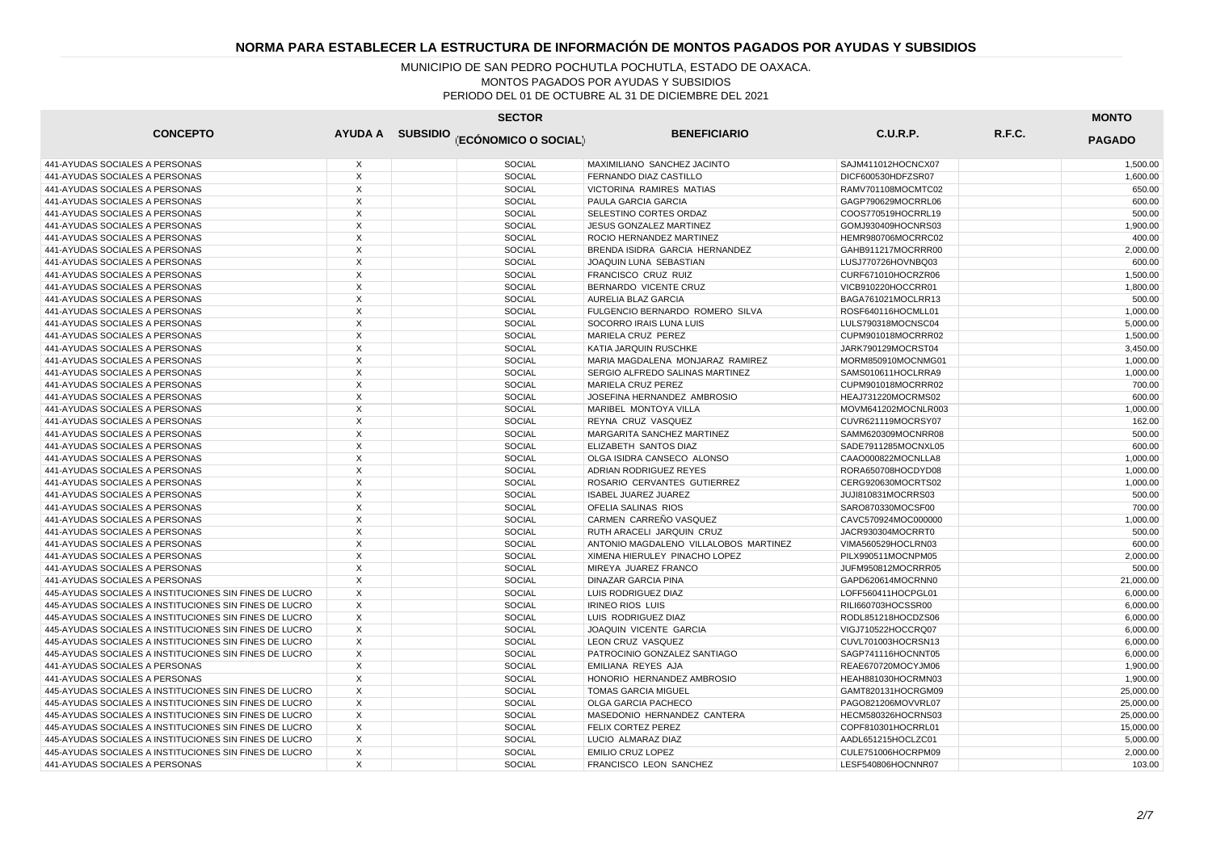## NORMA PARA ESTABLECER LA ESTRUCTURA DE INFORMACIÓN DE MONTOS PAGADOS POR AYUDAS Y SUBSIDIOS

MUNICIPIO DE SAN PEDRO POCHUTLA POCHUTLA, ESTADO DE OAXACA.
MONTOS PAGADOS POR AYUDAS Y SUBSIDIOS
PERIODO DEL 01 DE OCTUBRE AL 31 DE DICIEMBRE DEL 2021

| CONCEPTO | AYUDA A | SUBSIDIO | SECTOR (ECÓNOMICO O SOCIAL) | BENEFICIARIO | C.U.R.P. | R.F.C. | MONTO PAGADO |
|---|---|---|---|---|---|---|---|
| 441-AYUDAS SOCIALES A PERSONAS | X | | SOCIAL | MAXIMILIANO SANCHEZ JACINTO | SAJM411012HOCNCX07 | | 1,500.00 |
| 441-AYUDAS SOCIALES A PERSONAS | X | | SOCIAL | FERNANDO DIAZ CASTILLO | DICF600530HDFZSR07 | | 1,600.00 |
| 441-AYUDAS SOCIALES A PERSONAS | X | | SOCIAL | VICTORINA RAMIRES MATIAS | RAMV701108MOCMTC02 | | 650.00 |
| 441-AYUDAS SOCIALES A PERSONAS | X | | SOCIAL | PAULA GARCIA GARCIA | GAGP790629MOCRRL06 | | 600.00 |
| 441-AYUDAS SOCIALES A PERSONAS | X | | SOCIAL | SELESTINO CORTES ORDAZ | COOS770519HOCRRL19 | | 500.00 |
| 441-AYUDAS SOCIALES A PERSONAS | X | | SOCIAL | JESUS GONZALEZ MARTINEZ | GOMJ930409HOCNRS03 | | 1,900.00 |
| 441-AYUDAS SOCIALES A PERSONAS | X | | SOCIAL | ROCIO HERNANDEZ MARTINEZ | HEMR980706MOCRRC02 | | 400.00 |
| 441-AYUDAS SOCIALES A PERSONAS | X | | SOCIAL | BRENDA ISIDRA GARCIA HERNANDEZ | GAHB911217MOCRRR00 | | 2,000.00 |
| 441-AYUDAS SOCIALES A PERSONAS | X | | SOCIAL | JOAQUIN LUNA SEBASTIAN | LUSJ770726HOVNBQ03 | | 600.00 |
| 441-AYUDAS SOCIALES A PERSONAS | X | | SOCIAL | FRANCISCO CRUZ RUIZ | CURF671010HOCRZR06 | | 1,500.00 |
| 441-AYUDAS SOCIALES A PERSONAS | X | | SOCIAL | BERNARDO VICENTE CRUZ | VICB910220HOCCRR01 | | 1,800.00 |
| 441-AYUDAS SOCIALES A PERSONAS | X | | SOCIAL | AURELIA BLAZ GARCIA | BAGA761021MOCLRR13 | | 500.00 |
| 441-AYUDAS SOCIALES A PERSONAS | X | | SOCIAL | FULGENCIO BERNARDO ROMERO SILVA | ROSF640116HOCMLL01 | | 1,000.00 |
| 441-AYUDAS SOCIALES A PERSONAS | X | | SOCIAL | SOCORRO IRAIS LUNA LUIS | LULS790318MOCNSC04 | | 5,000.00 |
| 441-AYUDAS SOCIALES A PERSONAS | X | | SOCIAL | MARIELA CRUZ PEREZ | CUPM901018MOCRRR02 | | 1,500.00 |
| 441-AYUDAS SOCIALES A PERSONAS | X | | SOCIAL | KATIA JARQUIN RUSCHKE | JARK790129MOCRST04 | | 3,450.00 |
| 441-AYUDAS SOCIALES A PERSONAS | X | | SOCIAL | MARIA MAGDALENA MONJARAZ RAMIREZ | MORM850910MOCNMG01 | | 1,000.00 |
| 441-AYUDAS SOCIALES A PERSONAS | X | | SOCIAL | SERGIO ALFREDO SALINAS MARTINEZ | SAMS010611HOCLRRA9 | | 1,000.00 |
| 441-AYUDAS SOCIALES A PERSONAS | X | | SOCIAL | MARIELA CRUZ PEREZ | CUPM901018MOCRRR02 | | 700.00 |
| 441-AYUDAS SOCIALES A PERSONAS | X | | SOCIAL | JOSEFINA HERNANDEZ AMBROSIO | HEAJ731220MOCRMS02 | | 600.00 |
| 441-AYUDAS SOCIALES A PERSONAS | X | | SOCIAL | MARIBEL MONTOYA VILLA | MOVM641202MOCNLR003 | | 1,000.00 |
| 441-AYUDAS SOCIALES A PERSONAS | X | | SOCIAL | REYNA CRUZ VASQUEZ | CUVR621119MOCRSY07 | | 162.00 |
| 441-AYUDAS SOCIALES A PERSONAS | X | | SOCIAL | MARGARITA SANCHEZ MARTINEZ | SAMM620309MOCNRR08 | | 500.00 |
| 441-AYUDAS SOCIALES A PERSONAS | X | | SOCIAL | ELIZABETH SANTOS DIAZ | SADE7911285MOCNXL05 | | 600.00 |
| 441-AYUDAS SOCIALES A PERSONAS | X | | SOCIAL | OLGA ISIDRA CANSECO ALONSO | CAAO000822MOCNLLA8 | | 1,000.00 |
| 441-AYUDAS SOCIALES A PERSONAS | X | | SOCIAL | ADRIAN RODRIGUEZ REYES | RORA650708HOCDYD08 | | 1,000.00 |
| 441-AYUDAS SOCIALES A PERSONAS | X | | SOCIAL | ROSARIO CERVANTES GUTIERREZ | CERG920630MOCRTS02 | | 1,000.00 |
| 441-AYUDAS SOCIALES A PERSONAS | X | | SOCIAL | ISABEL JUAREZ JUAREZ | JUJI810831MOCRRS03 | | 500.00 |
| 441-AYUDAS SOCIALES A PERSONAS | X | | SOCIAL | OFELIA SALINAS RIOS | SARO870330MOCSF00 | | 700.00 |
| 441-AYUDAS SOCIALES A PERSONAS | X | | SOCIAL | CARMEN CARREÑO VASQUEZ | CAVC570924MOC000000 | | 1,000.00 |
| 441-AYUDAS SOCIALES A PERSONAS | X | | SOCIAL | RUTH ARACELI JARQUIN CRUZ | JACR930304MOCRRT0 | | 500.00 |
| 441-AYUDAS SOCIALES A PERSONAS | X | | SOCIAL | ANTONIO MAGDALENO VILLALOBOS MARTINEZ | VIMA560529HOCLRN03 | | 600.00 |
| 441-AYUDAS SOCIALES A PERSONAS | X | | SOCIAL | XIMENA HIERULEY PINACHO LOPEZ | PILX990511MOCNPM05 | | 2,000.00 |
| 441-AYUDAS SOCIALES A PERSONAS | X | | SOCIAL | MIREYA JUAREZ FRANCO | JUFM950812MOCRRR05 | | 500.00 |
| 441-AYUDAS SOCIALES A PERSONAS | X | | SOCIAL | DINAZAR GARCIA PINA | GAPD620614MOCRNN0 | | 21,000.00 |
| 445-AYUDAS SOCIALES A INSTITUCIONES SIN FINES DE LUCRO | X | | SOCIAL | LUIS RODRIGUEZ DIAZ | LOFF560411HOCPGL01 | | 6,000.00 |
| 445-AYUDAS SOCIALES A INSTITUCIONES SIN FINES DE LUCRO | X | | SOCIAL | IRINEO RIOS LUIS | RILI660703HOCSSR00 | | 6,000.00 |
| 445-AYUDAS SOCIALES A INSTITUCIONES SIN FINES DE LUCRO | X | | SOCIAL | LUIS RODRIGUEZ DIAZ | RODL851218HOCDZS06 | | 6,000.00 |
| 445-AYUDAS SOCIALES A INSTITUCIONES SIN FINES DE LUCRO | X | | SOCIAL | JOAQUIN VICENTE GARCIA | VIGJ710522HOCCRQ07 | | 6,000.00 |
| 445-AYUDAS SOCIALES A INSTITUCIONES SIN FINES DE LUCRO | X | | SOCIAL | LEON CRUZ VASQUEZ | CUVL701003HOCRSN13 | | 6,000.00 |
| 445-AYUDAS SOCIALES A INSTITUCIONES SIN FINES DE LUCRO | X | | SOCIAL | PATROCINIO GONZALEZ SANTIAGO | SAGP741116HOCNNT05 | | 6,000.00 |
| 441-AYUDAS SOCIALES A PERSONAS | X | | SOCIAL | EMILIANA REYES AJA | REAE670720MOCYJM06 | | 1,900.00 |
| 441-AYUDAS SOCIALES A PERSONAS | X | | SOCIAL | HONORIO HERNANDEZ AMBROSIO | HEAH881030HOCRMN03 | | 1,900.00 |
| 445-AYUDAS SOCIALES A INSTITUCIONES SIN FINES DE LUCRO | X | | SOCIAL | TOMAS GARCIA MIGUEL | GAMT820131HOCRGM09 | | 25,000.00 |
| 445-AYUDAS SOCIALES A INSTITUCIONES SIN FINES DE LUCRO | X | | SOCIAL | OLGA GARCIA PACHECO | PAGO821206MOVVRL07 | | 25,000.00 |
| 445-AYUDAS SOCIALES A INSTITUCIONES SIN FINES DE LUCRO | X | | SOCIAL | MASEDONIO HERNANDEZ CANTERA | HECM580326HOCRNS03 | | 25,000.00 |
| 445-AYUDAS SOCIALES A INSTITUCIONES SIN FINES DE LUCRO | X | | SOCIAL | FELIX CORTEZ PEREZ | COPF810301HOCRRL01 | | 15,000.00 |
| 445-AYUDAS SOCIALES A INSTITUCIONES SIN FINES DE LUCRO | X | | SOCIAL | LUCIO ALMARAZ DIAZ | AADL651215HOCLZC01 | | 5,000.00 |
| 445-AYUDAS SOCIALES A INSTITUCIONES SIN FINES DE LUCRO | X | | SOCIAL | EMILIO CRUZ LOPEZ | CULE751006HOCRPM09 | | 2,000.00 |
| 441-AYUDAS SOCIALES A PERSONAS | X | | SOCIAL | FRANCISCO LEON SANCHEZ | LESF540806HOCNNR07 | | 103.00 |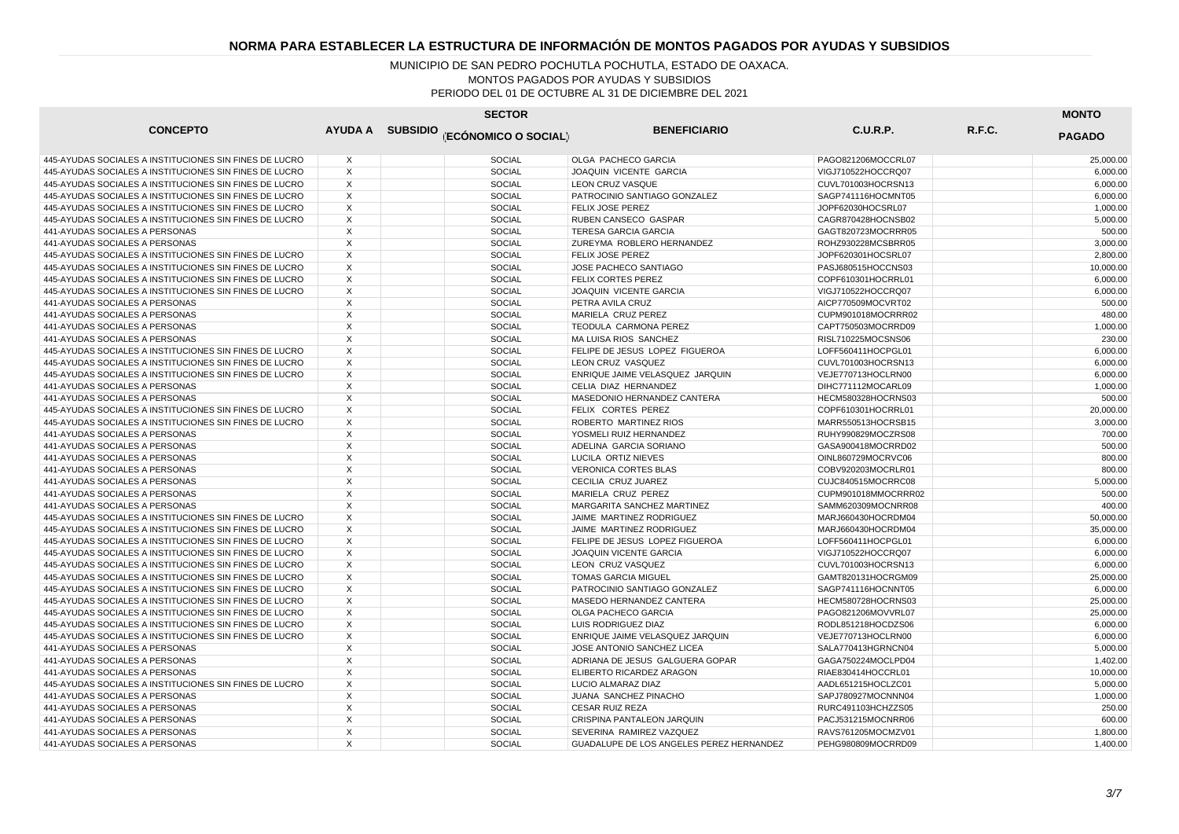# NORMA PARA ESTABLECER LA ESTRUCTURA DE INFORMACIÓN DE MONTOS PAGADOS POR AYUDAS Y SUBSIDIOS

MUNICIPIO DE SAN PEDRO POCHUTLA POCHUTLA, ESTADO DE OAXACA.
MONTOS PAGADOS POR AYUDAS Y SUBSIDIOS
PERIODO DEL 01 DE OCTUBRE AL 31 DE DICIEMBRE DEL 2021

| CONCEPTO | AYUDA A | SUBSIDIO | SECTOR (ECÓNOMICO O SOCIAL) | BENEFICIARIO | C.U.R.P. | R.F.C. | MONTO PAGADO |
|---|---|---|---|---|---|---|---|
| 445-AYUDAS SOCIALES A INSTITUCIONES SIN FINES DE LUCRO | X | | SOCIAL | OLGA PACHECO GARCIA | PAGO821206MOCCRL07 | | 25,000.00 |
| 445-AYUDAS SOCIALES A INSTITUCIONES SIN FINES DE LUCRO | X | | SOCIAL | JOAQUIN VICENTE GARCIA | VIGJ710522HOCCRQ07 | | 6,000.00 |
| 445-AYUDAS SOCIALES A INSTITUCIONES SIN FINES DE LUCRO | X | | SOCIAL | LEON CRUZ VASQUE | CUVL701003HOCRSN13 | | 6,000.00 |
| 445-AYUDAS SOCIALES A INSTITUCIONES SIN FINES DE LUCRO | X | | SOCIAL | PATROCINIO SANTIAGO GONZALEZ | SAGP741116HOCMNT05 | | 6,000.00 |
| 445-AYUDAS SOCIALES A INSTITUCIONES SIN FINES DE LUCRO | X | | SOCIAL | FELIX JOSE PEREZ | JOPF62030HOCSRL07 | | 1,000.00 |
| 445-AYUDAS SOCIALES A INSTITUCIONES SIN FINES DE LUCRO | X | | SOCIAL | RUBEN CANSECO GASPAR | CAGR870428HOCNSB02 | | 5,000.00 |
| 441-AYUDAS SOCIALES A PERSONAS | X | | SOCIAL | TERESA GARCIA GARCIA | GAGT820723MOCRRR05 | | 500.00 |
| 441-AYUDAS SOCIALES A PERSONAS | X | | SOCIAL | ZUREYMA ROBLERO HERNANDEZ | ROHZ930228MCSBRR05 | | 3,000.00 |
| 445-AYUDAS SOCIALES A INSTITUCIONES SIN FINES DE LUCRO | X | | SOCIAL | FELIX JOSE PEREZ | JOPF620301HOCSRL07 | | 2,800.00 |
| 445-AYUDAS SOCIALES A INSTITUCIONES SIN FINES DE LUCRO | X | | SOCIAL | JOSE PACHECO SANTIAGO | PASJ680515HOCCNS03 | | 10,000.00 |
| 445-AYUDAS SOCIALES A INSTITUCIONES SIN FINES DE LUCRO | X | | SOCIAL | FELIX CORTES PEREZ | COPF610301HOCRRL01 | | 6,000.00 |
| 445-AYUDAS SOCIALES A INSTITUCIONES SIN FINES DE LUCRO | X | | SOCIAL | JOAQUIN VICENTE GARCIA | VIGJ710522HOCCRQ07 | | 6,000.00 |
| 441-AYUDAS SOCIALES A PERSONAS | X | | SOCIAL | PETRA AVILA CRUZ | AICP770509MOCVRT02 | | 500.00 |
| 441-AYUDAS SOCIALES A PERSONAS | X | | SOCIAL | MARIELA CRUZ PEREZ | CUPM901018MOCRRR02 | | 480.00 |
| 441-AYUDAS SOCIALES A PERSONAS | X | | SOCIAL | TEODULA CARMONA PEREZ | CAPT750503MOCRRD09 | | 1,000.00 |
| 441-AYUDAS SOCIALES A PERSONAS | X | | SOCIAL | MA LUISA RIOS SANCHEZ | RISL710225MOCSNS06 | | 230.00 |
| 445-AYUDAS SOCIALES A INSTITUCIONES SIN FINES DE LUCRO | X | | SOCIAL | FELIPE DE JESUS LOPEZ FIGUEROA | LOFF560411HOCPGL01 | | 6,000.00 |
| 445-AYUDAS SOCIALES A INSTITUCIONES SIN FINES DE LUCRO | X | | SOCIAL | LEON CRUZ VASQUEZ | CUVL701003HOCRSN13 | | 6,000.00 |
| 445-AYUDAS SOCIALES A INSTITUCIONES SIN FINES DE LUCRO | X | | SOCIAL | ENRIQUE JAIME VELASQUEZ JARQUIN | VEJE770713HOCLRN00 | | 6,000.00 |
| 441-AYUDAS SOCIALES A PERSONAS | X | | SOCIAL | CELIA DIAZ HERNANDEZ | DIHC771112MOCARL09 | | 1,000.00 |
| 441-AYUDAS SOCIALES A PERSONAS | X | | SOCIAL | MASEDONIO HERNANDEZ CANTERA | HECM580328HOCRNS03 | | 500.00 |
| 445-AYUDAS SOCIALES A INSTITUCIONES SIN FINES DE LUCRO | X | | SOCIAL | FELIX CORTES PEREZ | COPF610301HOCRRL01 | | 20,000.00 |
| 445-AYUDAS SOCIALES A INSTITUCIONES SIN FINES DE LUCRO | X | | SOCIAL | ROBERTO MARTINEZ RIOS | MARR550513HOCRSB15 | | 3,000.00 |
| 441-AYUDAS SOCIALES A PERSONAS | X | | SOCIAL | YOSMELI RUIZ HERNANDEZ | RUHY990829MOCZRS08 | | 700.00 |
| 441-AYUDAS SOCIALES A PERSONAS | X | | SOCIAL | ADELINA GARCIA SORIANO | GASA900418MOCRRD02 | | 500.00 |
| 441-AYUDAS SOCIALES A PERSONAS | X | | SOCIAL | LUCILA ORTIZ NIEVES | OINL860729MOCRVC06 | | 800.00 |
| 441-AYUDAS SOCIALES A PERSONAS | X | | SOCIAL | VERONICA CORTES BLAS | COBV920203MOCRLR01 | | 800.00 |
| 441-AYUDAS SOCIALES A PERSONAS | X | | SOCIAL | CECILIA CRUZ JUAREZ | CUJC840515MOCRRC08 | | 5,000.00 |
| 441-AYUDAS SOCIALES A PERSONAS | X | | SOCIAL | MARIELA CRUZ PEREZ | CUPM901018MMOCRRR02 | | 500.00 |
| 441-AYUDAS SOCIALES A PERSONAS | X | | SOCIAL | MARGARITA SANCHEZ MARTINEZ | SAMM620309MOCNRR08 | | 400.00 |
| 445-AYUDAS SOCIALES A INSTITUCIONES SIN FINES DE LUCRO | X | | SOCIAL | JAIME MARTINEZ RODRIGUEZ | MARJ660430HOCRDM04 | | 50,000.00 |
| 445-AYUDAS SOCIALES A INSTITUCIONES SIN FINES DE LUCRO | X | | SOCIAL | JAIME MARTINEZ RODRIGUEZ | MARJ660430HOCRDM04 | | 35,000.00 |
| 445-AYUDAS SOCIALES A INSTITUCIONES SIN FINES DE LUCRO | X | | SOCIAL | FELIPE DE JESUS LOPEZ FIGUEROA | LOFF560411HOCPGL01 | | 6,000.00 |
| 445-AYUDAS SOCIALES A INSTITUCIONES SIN FINES DE LUCRO | X | | SOCIAL | JOAQUIN VICENTE GARCIA | VIGJ710522HOCCRQ07 | | 6,000.00 |
| 445-AYUDAS SOCIALES A INSTITUCIONES SIN FINES DE LUCRO | X | | SOCIAL | LEON CRUZ VASQUEZ | CUVL701003HOCRSN13 | | 6,000.00 |
| 445-AYUDAS SOCIALES A INSTITUCIONES SIN FINES DE LUCRO | X | | SOCIAL | TOMAS GARCIA MIGUEL | GAMT820131HOCRGM09 | | 25,000.00 |
| 445-AYUDAS SOCIALES A INSTITUCIONES SIN FINES DE LUCRO | X | | SOCIAL | PATROCINIO SANTIAGO GONZALEZ | SAGP741116HOCNNT05 | | 6,000.00 |
| 445-AYUDAS SOCIALES A INSTITUCIONES SIN FINES DE LUCRO | X | | SOCIAL | MASEDO HERNANDEZ CANTERA | HECM580728HOCRNS03 | | 25,000.00 |
| 445-AYUDAS SOCIALES A INSTITUCIONES SIN FINES DE LUCRO | X | | SOCIAL | OLGA PACHECO GARCIA | PAGO821206MOVVRL07 | | 25,000.00 |
| 445-AYUDAS SOCIALES A INSTITUCIONES SIN FINES DE LUCRO | X | | SOCIAL | LUIS RODRIGUEZ DIAZ | RODL851218HOCDZS06 | | 6,000.00 |
| 445-AYUDAS SOCIALES A INSTITUCIONES SIN FINES DE LUCRO | X | | SOCIAL | ENRIQUE JAIME VELASQUEZ JARQUIN | VEJE770713HOCLRN00 | | 6,000.00 |
| 441-AYUDAS SOCIALES A PERSONAS | X | | SOCIAL | JOSE ANTONIO SANCHEZ LICEA | SALA770413HGRNCN04 | | 5,000.00 |
| 441-AYUDAS SOCIALES A PERSONAS | X | | SOCIAL | ADRIANA DE JESUS GALGUERA GOPAR | GAGA750224MOCLPD04 | | 1,402.00 |
| 441-AYUDAS SOCIALES A PERSONAS | X | | SOCIAL | ELIBERTO RICARDEZ ARAGON | RIAE830414HOCCRL01 | | 10,000.00 |
| 445-AYUDAS SOCIALES A INSTITUCIONES SIN FINES DE LUCRO | X | | SOCIAL | LUCIO ALMARAZ DIAZ | AADL651215HOCLZC01 | | 5,000.00 |
| 441-AYUDAS SOCIALES A PERSONAS | X | | SOCIAL | JUANA SANCHEZ PINACHO | SAPJ780927MOCNNN04 | | 1,000.00 |
| 441-AYUDAS SOCIALES A PERSONAS | X | | SOCIAL | CESAR RUIZ REZA | RURC491103HCHZZS05 | | 250.00 |
| 441-AYUDAS SOCIALES A PERSONAS | X | | SOCIAL | CRISPINA PANTALEON JARQUIN | PACJ531215MOCNRR06 | | 600.00 |
| 441-AYUDAS SOCIALES A PERSONAS | X | | SOCIAL | SEVERINA RAMIREZ VAZQUEZ | RAVS761205MOCMZV01 | | 1,800.00 |
| 441-AYUDAS SOCIALES A PERSONAS | X | | SOCIAL | GUADALUPE DE LOS ANGELES PEREZ HERNANDEZ | PEHG980809MOCRRD09 | | 1,400.00 |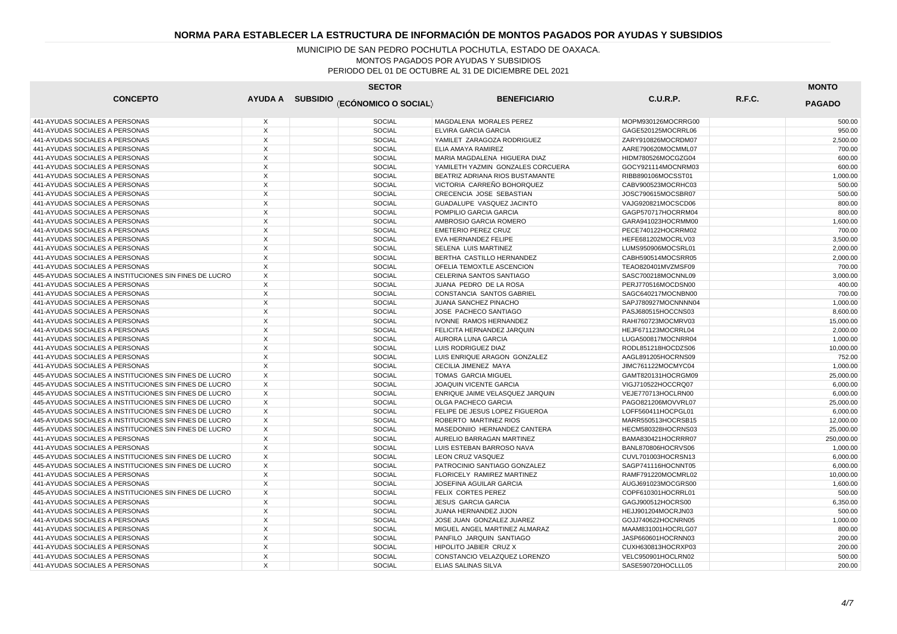# NORMA PARA ESTABLECER LA ESTRUCTURA DE INFORMACIÓN DE MONTOS PAGADOS POR AYUDAS Y SUBSIDIOS

MUNICIPIO DE SAN PEDRO POCHUTLA POCHUTLA, ESTADO DE OAXACA.
MONTOS PAGADOS POR AYUDAS Y SUBSIDIOS
PERIODO DEL 01 DE OCTUBRE AL 31 DE DICIEMBRE DEL 2021

| CONCEPTO | AYUDA A | SUBSIDIO | SECTOR (ECÓNOMICO O SOCIAL) | BENEFICIARIO | C.U.R.P. | R.F.C. | MONTO PAGADO |
|---|---|---|---|---|---|---|---|
| 441-AYUDAS SOCIALES A PERSONAS | X | | SOCIAL | MAGDALENA MORALES PEREZ | MOPM930126MOCRRG00 | | 500.00 |
| 441-AYUDAS SOCIALES A PERSONAS | X | | SOCIAL | ELVIRA GARCIA GARCIA | GAGE520125MOCRRL06 | | 950.00 |
| 441-AYUDAS SOCIALES A PERSONAS | X | | SOCIAL | YAMILET ZARAGOZA RODRIGUEZ | ZARY910826MOCRDM07 | | 2,500.00 |
| 441-AYUDAS SOCIALES A PERSONAS | X | | SOCIAL | ELIA AMAYA RAMIREZ | AARE790620MOCMML07 | | 700.00 |
| 441-AYUDAS SOCIALES A PERSONAS | X | | SOCIAL | MARIA MAGDALENA HIGUERA DIAZ | HIDM780526MOCGZG04 | | 600.00 |
| 441-AYUDAS SOCIALES A PERSONAS | X | | SOCIAL | YAMILETH YAZMIN GONZALES CORCUERA | GOCY921114MOCNRM03 | | 600.00 |
| 441-AYUDAS SOCIALES A PERSONAS | X | | SOCIAL | BEATRIZ ADRIANA RIOS BUSTAMANTE | RIBB890106MOCSST01 | | 1,000.00 |
| 441-AYUDAS SOCIALES A PERSONAS | X | | SOCIAL | VICTORIA CARREÑO BOHORQUEZ | CABV900523MOCRHC03 | | 500.00 |
| 441-AYUDAS SOCIALES A PERSONAS | X | | SOCIAL | CRECENCIA JOSE SEBASTIAN | JOSC790615MOCSBR07 | | 500.00 |
| 441-AYUDAS SOCIALES A PERSONAS | X | | SOCIAL | GUADALUPE VASQUEZ JACINTO | VAJG920821MOCSCD06 | | 800.00 |
| 441-AYUDAS SOCIALES A PERSONAS | X | | SOCIAL | POMPILIO GARCIA GARCIA | GAGP570717HOCRRM04 | | 800.00 |
| 441-AYUDAS SOCIALES A PERSONAS | X | | SOCIAL | AMBROSIO GARCIA ROMERO | GARA941023HOCRMM00 | | 1,600.00 |
| 441-AYUDAS SOCIALES A PERSONAS | X | | SOCIAL | EMETERIO PEREZ CRUZ | PECE740122HOCRRM02 | | 700.00 |
| 441-AYUDAS SOCIALES A PERSONAS | X | | SOCIAL | EVA HERNANDEZ FELIPE | HEFE681202MOCRLV03 | | 3,500.00 |
| 441-AYUDAS SOCIALES A PERSONAS | X | | SOCIAL | SELENA LUIS MARTINEZ | LUMS950906MOCSRL01 | | 2,000.00 |
| 441-AYUDAS SOCIALES A PERSONAS | X | | SOCIAL | BERTHA CASTILLO HERNANDEZ | CABH590514MOCSRR05 | | 2,000.00 |
| 441-AYUDAS SOCIALES A PERSONAS | X | | SOCIAL | OFELIA TEMOXTLE ASCENCION | TEAO820401MVZMSF09 | | 700.00 |
| 445-AYUDAS SOCIALES A INSTITUCIONES SIN FINES DE LUCRO | X | | SOCIAL | CELERINA SANTOS SANTIAGO | SASC700218MOCNNL09 | | 3,000.00 |
| 441-AYUDAS SOCIALES A PERSONAS | X | | SOCIAL | JUANA PEDRO DE LA ROSA | PERJ770516MOCDSN00 | | 400.00 |
| 441-AYUDAS SOCIALES A PERSONAS | X | | SOCIAL | CONSTANCIA SANTOS GABRIEL | SAGC640217MOCNBN00 | | 700.00 |
| 441-AYUDAS SOCIALES A PERSONAS | X | | SOCIAL | JUANA SANCHEZ PINACHO | SAPJ780927MOCNNNN04 | | 1,000.00 |
| 441-AYUDAS SOCIALES A PERSONAS | X | | SOCIAL | JOSE PACHECO SANTIAGO | PASJ680515HOCCNS03 | | 8,600.00 |
| 441-AYUDAS SOCIALES A PERSONAS | X | | SOCIAL | IVONNE RAMOS HERNANDEZ | RAHI760723MOCMRV03 | | 15,000.00 |
| 441-AYUDAS SOCIALES A PERSONAS | X | | SOCIAL | FELICITA HERNANDEZ JARQUIN | HEJF671123MOCRRL04 | | 2,000.00 |
| 441-AYUDAS SOCIALES A PERSONAS | X | | SOCIAL | AURORA LUNA GARCIA | LUGA500817MOCNRR04 | | 1,000.00 |
| 441-AYUDAS SOCIALES A PERSONAS | X | | SOCIAL | LUIS RODRIGUEZ DIAZ | RODL851218HOCDZS06 | | 10,000.00 |
| 441-AYUDAS SOCIALES A PERSONAS | X | | SOCIAL | LUIS ENRIQUE ARAGON GONZALEZ | AAGL891205HOCRNS09 | | 752.00 |
| 441-AYUDAS SOCIALES A PERSONAS | X | | SOCIAL | CECILIA JIMENEZ MAYA | JIMC761122MOCMYC04 | | 1,000.00 |
| 445-AYUDAS SOCIALES A INSTITUCIONES SIN FINES DE LUCRO | X | | SOCIAL | TOMAS GARCIA MIGUEL | GAMT820131HOCRGM09 | | 25,000.00 |
| 445-AYUDAS SOCIALES A INSTITUCIONES SIN FINES DE LUCRO | X | | SOCIAL | JOAQUIN VICENTE GARCIA | VIGJ710522HOCCRQ07 | | 6,000.00 |
| 445-AYUDAS SOCIALES A INSTITUCIONES SIN FINES DE LUCRO | X | | SOCIAL | ENRIQUE JAIME VELASQUEZ JARQUIN | VEJE770713HOCLRN00 | | 6,000.00 |
| 445-AYUDAS SOCIALES A INSTITUCIONES SIN FINES DE LUCRO | X | | SOCIAL | OLGA PACHECO GARCIA | PAGO821206MOVVRL07 | | 25,000.00 |
| 445-AYUDAS SOCIALES A INSTITUCIONES SIN FINES DE LUCRO | X | | SOCIAL | FELIPE DE JESUS LOPEZ FIGUEROA | LOFF560411HOCPGL01 | | 6,000.00 |
| 445-AYUDAS SOCIALES A INSTITUCIONES SIN FINES DE LUCRO | X | | SOCIAL | ROBERTO MARTINEZ RIOS | MARR550513HOCRSB15 | | 12,000.00 |
| 445-AYUDAS SOCIALES A INSTITUCIONES SIN FINES DE LUCRO | X | | SOCIAL | MASEDONIIO HERNANDEZ CANTERA | HECM580328HOCRNS03 | | 25,000.00 |
| 441-AYUDAS SOCIALES A PERSONAS | X | | SOCIAL | AURELIO BARRAGAN MARTINEZ | BAMA830421HOCRRR07 | | 250,000.00 |
| 441-AYUDAS SOCIALES A PERSONAS | X | | SOCIAL | LUIS ESTEBAN BARROSO NAVA | BANL870806HOCRVS06 | | 1,000.00 |
| 445-AYUDAS SOCIALES A INSTITUCIONES SIN FINES DE LUCRO | X | | SOCIAL | LEON CRUZ VASQUEZ | CUVL701003HOCRSN13 | | 6,000.00 |
| 445-AYUDAS SOCIALES A INSTITUCIONES SIN FINES DE LUCRO | X | | SOCIAL | PATROCINIO SANTIAGO GONZALEZ | SAGP741116HOCNNT05 | | 6,000.00 |
| 441-AYUDAS SOCIALES A PERSONAS | X | | SOCIAL | FLORICELY RAMIREZ MARTINEZ | RAMF791220MOCMRL02 | | 10,000.00 |
| 441-AYUDAS SOCIALES A PERSONAS | X | | SOCIAL | JOSEFINA AGUILAR GARCIA | AUGJ691023MOCGRS00 | | 1,600.00 |
| 445-AYUDAS SOCIALES A INSTITUCIONES SIN FINES DE LUCRO | X | | SOCIAL | FELIX CORTES PEREZ | COPF610301HOCRRL01 | | 500.00 |
| 441-AYUDAS SOCIALES A PERSONAS | X | | SOCIAL | JESUS GARCIA GARCIA | GAGJ900512HOCRS00 | | 6,350.00 |
| 441-AYUDAS SOCIALES A PERSONAS | X | | SOCIAL | JUANA HERNANDEZ JIJON | HEJJ901204MOCRJN03 | | 500.00 |
| 441-AYUDAS SOCIALES A PERSONAS | X | | SOCIAL | JOSE JUAN GONZALEZ JUAREZ | GOJJ740622HOCNRN05 | | 1,000.00 |
| 441-AYUDAS SOCIALES A PERSONAS | X | | SOCIAL | MIGUEL ANGEL MARTINEZ ALMARAZ | MAAM831001HOCRLG07 | | 800.00 |
| 441-AYUDAS SOCIALES A PERSONAS | X | | SOCIAL | PANFILO JARQUIN SANTIAGO | JASP660601HOCRNN03 | | 200.00 |
| 441-AYUDAS SOCIALES A PERSONAS | X | | SOCIAL | HIPOLITO JABIER CRUZ X | CUXH630813HOCRXP03 | | 200.00 |
| 441-AYUDAS SOCIALES A PERSONAS | X | | SOCIAL | CONSTANCIO VELAZQUEZ LORENZO | VELC950901HOCLRN02 | | 500.00 |
| 441-AYUDAS SOCIALES A PERSONAS | X | | SOCIAL | ELIAS SALINAS SILVA | SASE590720HOCLLL05 | | 200.00 |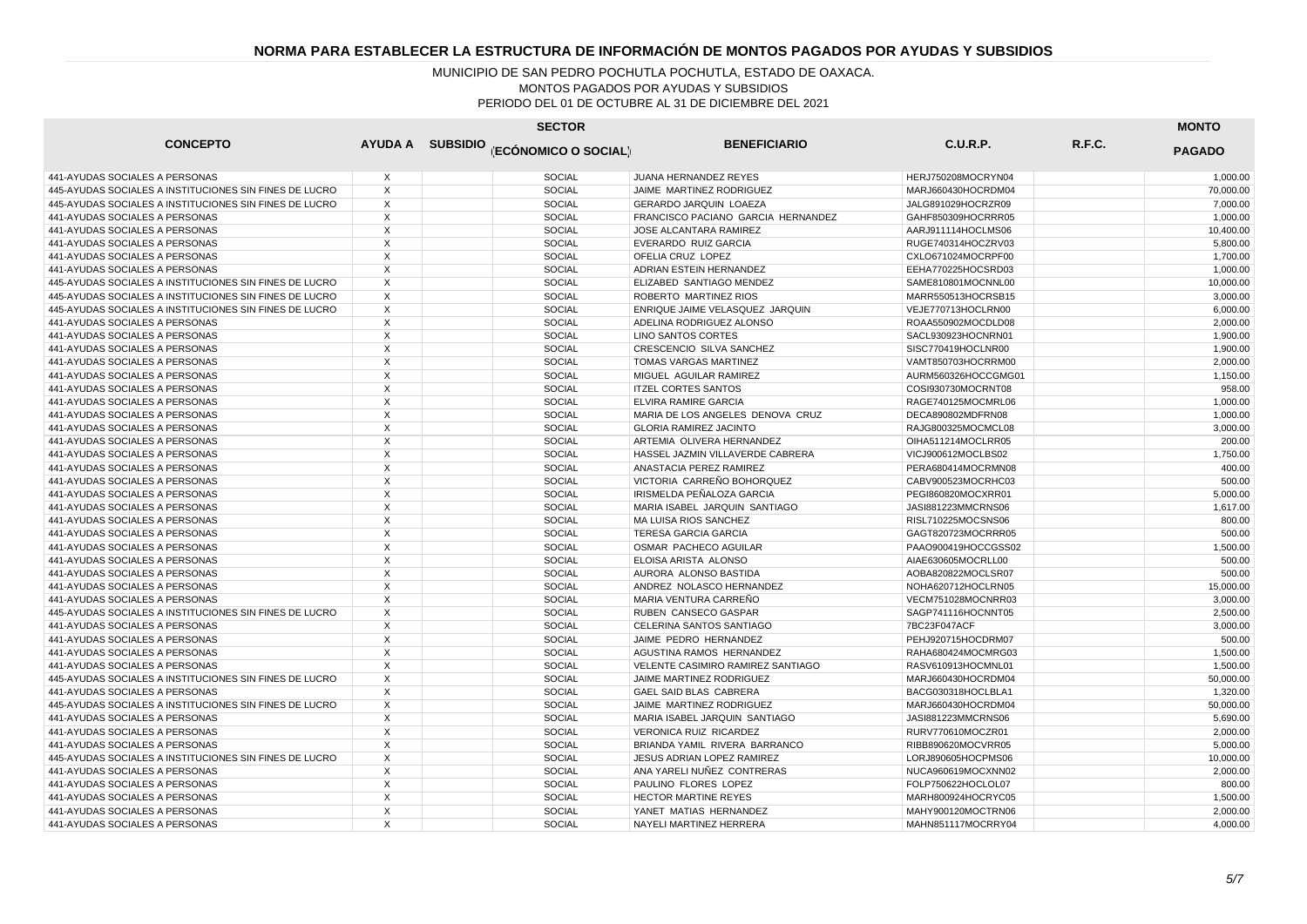# NORMA PARA ESTABLECER LA ESTRUCTURA DE INFORMACIÓN DE MONTOS PAGADOS POR AYUDAS Y SUBSIDIOS

MUNICIPIO DE SAN PEDRO POCHUTLA POCHUTLA, ESTADO DE OAXACA.
MONTOS PAGADOS POR AYUDAS Y SUBSIDIOS
PERIODO DEL 01 DE OCTUBRE AL 31 DE DICIEMBRE DEL 2021

| CONCEPTO | AYUDA A | SUBSIDIO | SECTOR (ECÓNOMICO O SOCIAL) | BENEFICIARIO | C.U.R.P. | R.F.C. | MONTO PAGADO |
|---|---|---|---|---|---|---|---|
| 441-AYUDAS SOCIALES A PERSONAS | X | | SOCIAL | JUANA HERNANDEZ REYES | HERJ750208MOCRYN04 | | 1,000.00 |
| 445-AYUDAS SOCIALES A INSTITUCIONES SIN FINES DE LUCRO | X | | SOCIAL | JAIME MARTINEZ RODRIGUEZ | MARJ660430HOCRDM04 | | 70,000.00 |
| 445-AYUDAS SOCIALES A INSTITUCIONES SIN FINES DE LUCRO | X | | SOCIAL | GERARDO JARQUIN LOAEZA | JALG891029HOCRZR09 | | 7,000.00 |
| 441-AYUDAS SOCIALES A PERSONAS | X | | SOCIAL | FRANCISCO PACIANO GARCIA HERNANDEZ | GAHF850309HOCRRR05 | | 1,000.00 |
| 441-AYUDAS SOCIALES A PERSONAS | X | | SOCIAL | JOSE ALCANTARA RAMIREZ | AARJ911114HOCLMS06 | | 10,400.00 |
| 441-AYUDAS SOCIALES A PERSONAS | X | | SOCIAL | EVERARDO RUIZ GARCIA | RUGE740314HOCZRV03 | | 5,800.00 |
| 441-AYUDAS SOCIALES A PERSONAS | X | | SOCIAL | OFELIA CRUZ LOPEZ | CXLO671024MOCRPF00 | | 1,700.00 |
| 441-AYUDAS SOCIALES A PERSONAS | X | | SOCIAL | ADRIAN ESTEIN HERNANDEZ | EEHA770225HOCSRD03 | | 1,000.00 |
| 445-AYUDAS SOCIALES A INSTITUCIONES SIN FINES DE LUCRO | X | | SOCIAL | ELIZABED SANTIAGO MENDEZ | SAME810801MOCNNL00 | | 10,000.00 |
| 445-AYUDAS SOCIALES A INSTITUCIONES SIN FINES DE LUCRO | X | | SOCIAL | ROBERTO MARTINEZ RIOS | MARR550513HOCRSB15 | | 3,000.00 |
| 445-AYUDAS SOCIALES A INSTITUCIONES SIN FINES DE LUCRO | X | | SOCIAL | ENRIQUE JAIME VELASQUEZ JARQUIN | VEJE770713HOCLRN00 | | 6,000.00 |
| 441-AYUDAS SOCIALES A PERSONAS | X | | SOCIAL | ADELINA RODRIGUEZ ALONSO | ROAA550902MOCDLD08 | | 2,000.00 |
| 441-AYUDAS SOCIALES A PERSONAS | X | | SOCIAL | LINO SANTOS CORTES | SACL930923HOCNRN01 | | 1,900.00 |
| 441-AYUDAS SOCIALES A PERSONAS | X | | SOCIAL | CRESCENCIO SILVA SANCHEZ | SISC770419HOCLNR00 | | 1,900.00 |
| 441-AYUDAS SOCIALES A PERSONAS | X | | SOCIAL | TOMAS VARGAS MARTINEZ | VAMT850703HOCRRM00 | | 2,000.00 |
| 441-AYUDAS SOCIALES A PERSONAS | X | | SOCIAL | MIGUEL AGUILAR RAMIREZ | AURM560326HOCCGMG01 | | 1,150.00 |
| 441-AYUDAS SOCIALES A PERSONAS | X | | SOCIAL | ITZEL CORTES SANTOS | COSI930730MOCRNT08 | | 958.00 |
| 441-AYUDAS SOCIALES A PERSONAS | X | | SOCIAL | ELVIRA RAMIRE GARCIA | RAGE740125MOCMRL06 | | 1,000.00 |
| 441-AYUDAS SOCIALES A PERSONAS | X | | SOCIAL | MARIA DE LOS ANGELES DENOVA CRUZ | DECA890802MDFRN08 | | 1,000.00 |
| 441-AYUDAS SOCIALES A PERSONAS | X | | SOCIAL | GLORIA RAMIREZ JACINTO | RAJG800325MOCMCL08 | | 3,000.00 |
| 441-AYUDAS SOCIALES A PERSONAS | X | | SOCIAL | ARTEMIA OLIVERA HERNANDEZ | OIHA511214MOCLRR05 | | 200.00 |
| 441-AYUDAS SOCIALES A PERSONAS | X | | SOCIAL | HASSEL JAZMIN VILLAVERDE CABRERA | VICJ900612MOCLBS02 | | 1,750.00 |
| 441-AYUDAS SOCIALES A PERSONAS | X | | SOCIAL | ANASTACIA PEREZ RAMIREZ | PERA680414MOCRMN08 | | 400.00 |
| 441-AYUDAS SOCIALES A PERSONAS | X | | SOCIAL | VICTORIA CARREÑO BOHORQUEZ | CABV900523MOCRHC03 | | 500.00 |
| 441-AYUDAS SOCIALES A PERSONAS | X | | SOCIAL | IRISMELDA PEÑALOZA GARCIA | PEGI860820MOCXRR01 | | 5,000.00 |
| 441-AYUDAS SOCIALES A PERSONAS | X | | SOCIAL | MARIA ISABEL JARQUIN SANTIAGO | JASI881223MMCRNS06 | | 1,617.00 |
| 441-AYUDAS SOCIALES A PERSONAS | X | | SOCIAL | MA LUISA RIOS SANCHEZ | RISL710225MOCSNS06 | | 800.00 |
| 441-AYUDAS SOCIALES A PERSONAS | X | | SOCIAL | TERESA GARCIA GARCIA | GAGT820723MOCRRR05 | | 500.00 |
| 441-AYUDAS SOCIALES A PERSONAS | X | | SOCIAL | OSMAR PACHECO AGUILAR | PAAO900419HOCCGSS02 | | 1,500.00 |
| 441-AYUDAS SOCIALES A PERSONAS | X | | SOCIAL | ELOISA ARISTA ALONSO | AIAE630605MOCRLL00 | | 500.00 |
| 441-AYUDAS SOCIALES A PERSONAS | X | | SOCIAL | AURORA ALONSO BASTIDA | AOBA820822MOCLSR07 | | 500.00 |
| 441-AYUDAS SOCIALES A PERSONAS | X | | SOCIAL | ANDREZ NOLASCO HERNANDEZ | NOHA620712HOCLRN05 | | 15,000.00 |
| 441-AYUDAS SOCIALES A PERSONAS | X | | SOCIAL | MARIA VENTURA CARREÑO | VECM751028MOCNRR03 | | 3,000.00 |
| 445-AYUDAS SOCIALES A INSTITUCIONES SIN FINES DE LUCRO | X | | SOCIAL | RUBEN CANSECO GASPAR | SAGP741116HOCNNT05 | | 2,500.00 |
| 441-AYUDAS SOCIALES A PERSONAS | X | | SOCIAL | CELERINA SANTOS SANTIAGO | 7BC23F047ACF | | 3,000.00 |
| 441-AYUDAS SOCIALES A PERSONAS | X | | SOCIAL | JAIME PEDRO HERNANDEZ | PEHJ920715HOCDRM07 | | 500.00 |
| 441-AYUDAS SOCIALES A PERSONAS | X | | SOCIAL | AGUSTINA RAMOS HERNANDEZ | RAHA680424MOCMRG03 | | 1,500.00 |
| 441-AYUDAS SOCIALES A PERSONAS | X | | SOCIAL | VELENTE CASIMIRO RAMIREZ SANTIAGO | RASV610913HOCMNL01 | | 1,500.00 |
| 445-AYUDAS SOCIALES A INSTITUCIONES SIN FINES DE LUCRO | X | | SOCIAL | JAIME MARTINEZ RODRIGUEZ | MARJ660430HOCRDM04 | | 50,000.00 |
| 441-AYUDAS SOCIALES A PERSONAS | X | | SOCIAL | GAEL SAID BLAS CABRERA | BACG030318HOCLBLA1 | | 1,320.00 |
| 445-AYUDAS SOCIALES A INSTITUCIONES SIN FINES DE LUCRO | X | | SOCIAL | JAIME MARTINEZ RODRIGUEZ | MARJ660430HOCRDM04 | | 50,000.00 |
| 441-AYUDAS SOCIALES A PERSONAS | X | | SOCIAL | MARIA ISABEL JARQUIN SANTIAGO | JASI881223MMCRNS06 | | 5,690.00 |
| 441-AYUDAS SOCIALES A PERSONAS | X | | SOCIAL | VERONICA RUIZ RICARDEZ | RURV770610MOCZR01 | | 2,000.00 |
| 441-AYUDAS SOCIALES A PERSONAS | X | | SOCIAL | BRIANDA YAMIL RIVERA BARRANCO | RIBB890620MOCVRR05 | | 5,000.00 |
| 445-AYUDAS SOCIALES A INSTITUCIONES SIN FINES DE LUCRO | X | | SOCIAL | JESUS ADRIAN LOPEZ RAMIREZ | LORJ890605HOCPMS06 | | 10,000.00 |
| 441-AYUDAS SOCIALES A PERSONAS | X | | SOCIAL | ANA YARELI NUÑEZ CONTRERAS | NUCA960619MOCXNN02 | | 2,000.00 |
| 441-AYUDAS SOCIALES A PERSONAS | X | | SOCIAL | PAULINO FLORES LOPEZ | FOLP750622HOCLOL07 | | 800.00 |
| 441-AYUDAS SOCIALES A PERSONAS | X | | SOCIAL | HECTOR MARTINE REYES | MARH800924HOCRYC05 | | 1,500.00 |
| 441-AYUDAS SOCIALES A PERSONAS | X | | SOCIAL | YANET MATIAS HERNANDEZ | MAHY900120MOCTRN06 | | 2,000.00 |
| 441-AYUDAS SOCIALES A PERSONAS | X | | SOCIAL | NAYELI MARTINEZ HERRERA | MAHN851117MOCRRY04 | | 4,000.00 |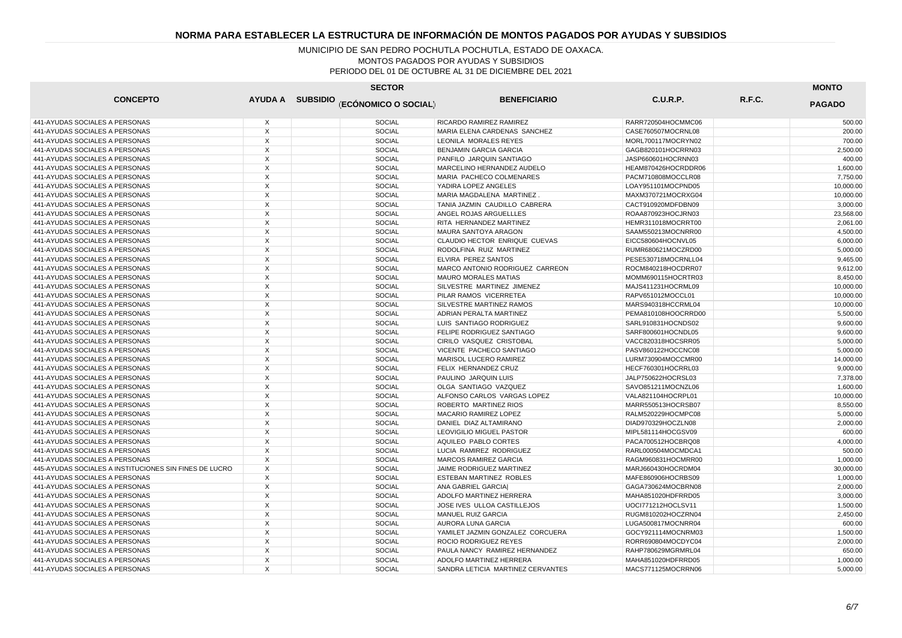# NORMA PARA ESTABLECER LA ESTRUCTURA DE INFORMACIÓN DE MONTOS PAGADOS POR AYUDAS Y SUBSIDIOS

MUNICIPIO DE SAN PEDRO POCHUTLA POCHUTLA, ESTADO DE OAXACA.
MONTOS PAGADOS POR AYUDAS Y SUBSIDIOS
PERIODO DEL 01 DE OCTUBRE AL 31 DE DICIEMBRE DEL 2021

| CONCEPTO | AYUDA A | SUBSIDIO | SECTOR (ECÓNOMICO O SOCIAL) | BENEFICIARIO | C.U.R.P. | R.F.C. | MONTO PAGADO |
|---|---|---|---|---|---|---|---|
| 441-AYUDAS SOCIALES A PERSONAS | X | | SOCIAL | RICARDO RAMIREZ RAMIREZ | RARR720504HOCMMC06 | | 500.00 |
| 441-AYUDAS SOCIALES A PERSONAS | X | | SOCIAL | MARIA ELENA CARDENAS SANCHEZ | CASE760507MOCRNL08 | | 200.00 |
| 441-AYUDAS SOCIALES A PERSONAS | X | | SOCIAL | LEONILA MORALES REYES | MORL700117MOCRYN02 | | 700.00 |
| 441-AYUDAS SOCIALES A PERSONAS | X | | SOCIAL | BENJAMIN GARCIA GARCIA | GAGB820101HOCRRN03 | | 2,500.00 |
| 441-AYUDAS SOCIALES A PERSONAS | X | | SOCIAL | PANFILO JARQUIN SANTIAGO | JASP660601HOCRNN03 | | 400.00 |
| 441-AYUDAS SOCIALES A PERSONAS | X | | SOCIAL | MARCELINO HERNANDEZ AUDELO | HEAM870426HOCRDDR06 | | 1,600.00 |
| 441-AYUDAS SOCIALES A PERSONAS | X | | SOCIAL | MARIA PACHECO COLMENARES | PACM710808MOCCLR08 | | 7,750.00 |
| 441-AYUDAS SOCIALES A PERSONAS | X | | SOCIAL | YADIRA LOPEZ ANGELES | LOAY951101MOCPND05 | | 10,000.00 |
| 441-AYUDAS SOCIALES A PERSONAS | X | | SOCIAL | MARIA MAGDALENA MARTINEZ . | MAXM370721MOCRXG04 | | 10,000.00 |
| 441-AYUDAS SOCIALES A PERSONAS | X | | SOCIAL | TANIA JAZMIN CAUDILLO CABRERA | CACT910920MDFDBN09 | | 3,000.00 |
| 441-AYUDAS SOCIALES A PERSONAS | X | | SOCIAL | ANGEL ROJAS ARGUELLLES | ROAA870923HOCJRN03 | | 23,568.00 |
| 441-AYUDAS SOCIALES A PERSONAS | X | | SOCIAL | RITA HERNANDEZ MARTINEZ | HEMR311018MOCRRT00 | | 2,061.00 |
| 441-AYUDAS SOCIALES A PERSONAS | X | | SOCIAL | MAURA SANTOYA ARAGON | SAAM550213MOCNRR00 | | 4,500.00 |
| 441-AYUDAS SOCIALES A PERSONAS | X | | SOCIAL | CLAUDIO HECTOR ENRIQUE CUEVAS | EICC580604HOCNVL05 | | 6,000.00 |
| 441-AYUDAS SOCIALES A PERSONAS | X | | SOCIAL | RODOLFINA RUIZ MARTINEZ | RUMR680621MOCZRD00 | | 5,000.00 |
| 441-AYUDAS SOCIALES A PERSONAS | X | | SOCIAL | ELVIRA PEREZ SANTOS | PESE530718MOCRNLL04 | | 9,465.00 |
| 441-AYUDAS SOCIALES A PERSONAS | X | | SOCIAL | MARCO ANTONIO RODRIGUEZ CARREON | ROCM840218HOCDRR07 | | 9,612.00 |
| 441-AYUDAS SOCIALES A PERSONAS | X | | SOCIAL | MAURO MORALES MATIAS | MOMM690115HOCRTR03 | | 8,450.00 |
| 441-AYUDAS SOCIALES A PERSONAS | X | | SOCIAL | SILVESTRE MARTINEZ JIMENEZ | MAJS411231HOCRML09 | | 10,000.00 |
| 441-AYUDAS SOCIALES A PERSONAS | X | | SOCIAL | PILAR RAMOS VICERRETEA | RAPV651012MOCCL01 | | 10,000.00 |
| 441-AYUDAS SOCIALES A PERSONAS | X | | SOCIAL | SILVESTRE MARTINEZ RAMOS | MARS940318HCCRML04 | | 10,000.00 |
| 441-AYUDAS SOCIALES A PERSONAS | X | | SOCIAL | ADRIAN PERALTA MARTINEZ | PEMA810108HOOCRRD00 | | 5,500.00 |
| 441-AYUDAS SOCIALES A PERSONAS | X | | SOCIAL | LUIS SANTIAGO RODRIGUEZ | SARL910831HOCNDS02 | | 9,600.00 |
| 441-AYUDAS SOCIALES A PERSONAS | X | | SOCIAL | FELIPE RODRIGUEZ SANTIAGO | SARF800601HOCNDL05 | | 9,600.00 |
| 441-AYUDAS SOCIALES A PERSONAS | X | | SOCIAL | CIRILO VASQUEZ CRISTOBAL | VACC820318HOCSRR05 | | 5,000.00 |
| 441-AYUDAS SOCIALES A PERSONAS | X | | SOCIAL | VICENTE PACHECO SANTIAGO | PASV860122HOCCNC08 | | 5,000.00 |
| 441-AYUDAS SOCIALES A PERSONAS | X | | SOCIAL | MARISOL LUCERO RAMIREZ | LURM730904MOCCMR00 | | 14,000.00 |
| 441-AYUDAS SOCIALES A PERSONAS | X | | SOCIAL | FELIX HERNANDEZ CRUZ | HECF760301HOCRRL03 | | 9,000.00 |
| 441-AYUDAS SOCIALES A PERSONAS | X | | SOCIAL | PAULINO JARQUIN LUIS | JALP750622HOCRSL03 | | 7,378.00 |
| 441-AYUDAS SOCIALES A PERSONAS | X | | SOCIAL | OLGA SANTIAGO VAZQUEZ | SAVO851211MOCNZL06 | | 1,600.00 |
| 441-AYUDAS SOCIALES A PERSONAS | X | | SOCIAL | ALFONSO CARLOS VARGAS LOPEZ | VALA821104HOCRPL01 | | 10,000.00 |
| 441-AYUDAS SOCIALES A PERSONAS | X | | SOCIAL | ROBERTO MARTINEZ RIOS | MARR550513HOCRSB07 | | 8,550.00 |
| 441-AYUDAS SOCIALES A PERSONAS | X | | SOCIAL | MACARIO RAMIREZ LOPEZ | RALM520229HOCMPC08 | | 5,000.00 |
| 441-AYUDAS SOCIALES A PERSONAS | X | | SOCIAL | DANIEL DIAZ ALTAMIRANO | DIAD970329HOCZLN08 | | 2,000.00 |
| 441-AYUDAS SOCIALES A PERSONAS | X | | SOCIAL | LEOVIGILIO MIGUEL PASTOR | MIPL581114HOCGSV09 | | 600.00 |
| 441-AYUDAS SOCIALES A PERSONAS | X | | SOCIAL | AQUILEO PABLO CORTES | PACA700512HOCBRQ08 | | 4,000.00 |
| 441-AYUDAS SOCIALES A PERSONAS | X | | SOCIAL | LUCIA RAMIREZ RODRIGUEZ | RARL000504MOCMDCA1 | | 500.00 |
| 441-AYUDAS SOCIALES A PERSONAS | X | | SOCIAL | MARCOS RAMIREZ GARCIA | RAGM960831HOCMRR00 | | 1,000.00 |
| 445-AYUDAS SOCIALES A INSTITUCIONES SIN FINES DE LUCRO | X | | SOCIAL | JAIME RODRIGUEZ MARTINEZ | MARJ660430HOCRDM04 | | 30,000.00 |
| 441-AYUDAS SOCIALES A PERSONAS | X | | SOCIAL | ESTEBAN MARTINEZ ROBLES | MAFE860906HOCRBS09 | | 1,000.00 |
| 441-AYUDAS SOCIALES A PERSONAS | X | | SOCIAL | ANA GABRIEL GARCIA| | GAGA730624MOCBRN08 | | 2,000.00 |
| 441-AYUDAS SOCIALES A PERSONAS | X | | SOCIAL | ADOLFO MARTINEZ HERRERA | MAHA851020HDFRRD05 | | 3,000.00 |
| 441-AYUDAS SOCIALES A PERSONAS | X | | SOCIAL | JOSE IVES ULLOA CASTILLEJOS | UOCI771212HOCLSV11 | | 1,500.00 |
| 441-AYUDAS SOCIALES A PERSONAS | X | | SOCIAL | MANUEL RUIZ GARCIA | RUGM810202HOCZRN04 | | 2,450.00 |
| 441-AYUDAS SOCIALES A PERSONAS | X | | SOCIAL | AURORA LUNA GARCIA | LUGA500817MOCNRR04 | | 600.00 |
| 441-AYUDAS SOCIALES A PERSONAS | X | | SOCIAL | YAMILET JAZMIN GONZALEZ CORCUERA | GOCY921114MOCNRM03 | | 1,500.00 |
| 441-AYUDAS SOCIALES A PERSONAS | X | | SOCIAL | ROCIO RODRIGUEZ REYES | RORR690804MOCDYC04 | | 2,000.00 |
| 441-AYUDAS SOCIALES A PERSONAS | X | | SOCIAL | PAULA NANCY RAMIREZ HERNANDEZ | RAHP780629MGRMRL04 | | 650.00 |
| 441-AYUDAS SOCIALES A PERSONAS | X | | SOCIAL | ADOLFO MARTINEZ HERRERA | MAHA851020HDFRRD05 | | 1,000.00 |
| 441-AYUDAS SOCIALES A PERSONAS | X | | SOCIAL | SANDRA LETICIA MARTINEZ CERVANTES | MACS771125MOCRRN06 | | 5,000.00 |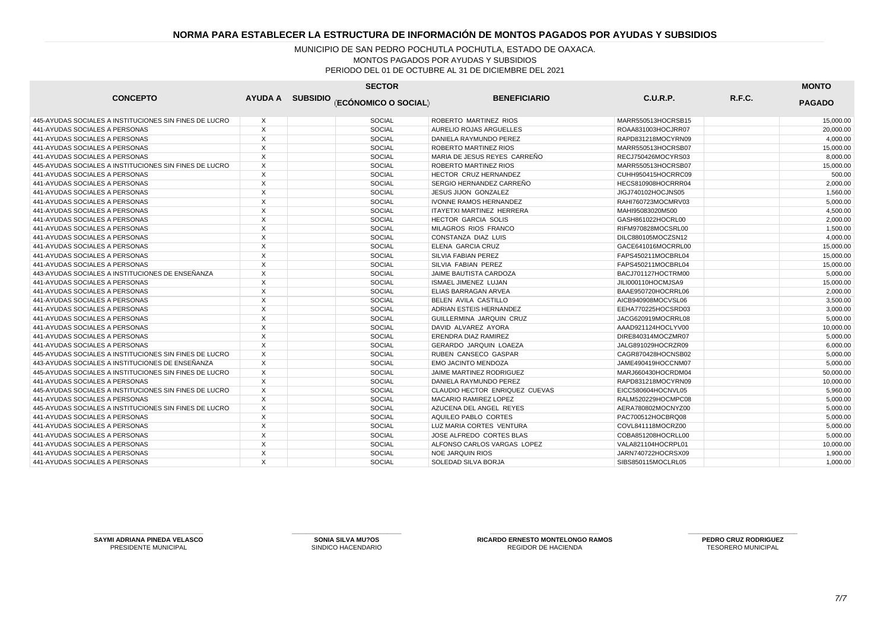## NORMA PARA ESTABLECER LA ESTRUCTURA DE INFORMACIÓN DE MONTOS PAGADOS POR AYUDAS Y SUBSIDIOS

MUNICIPIO DE SAN PEDRO POCHUTLA POCHUTLA, ESTADO DE OAXACA.
MONTOS PAGADOS POR AYUDAS Y SUBSIDIOS
PERIODO DEL 01 DE OCTUBRE AL 31 DE DICIEMBRE DEL 2021

| CONCEPTO | AYUDA A | SUBSIDIO | SECTOR (ECÓNOMICO O SOCIAL) | BENEFICIARIO | C.U.R.P. | R.F.C. | MONTO PAGADO |
|---|---|---|---|---|---|---|---|
| 445-AYUDAS SOCIALES A INSTITUCIONES SIN FINES DE LUCRO | X | | SOCIAL | ROBERTO MARTINEZ RIOS | MARR550513HOCRSB15 | | 15,000.00 |
| 441-AYUDAS SOCIALES A PERSONAS | X | | SOCIAL | AURELIO ROJAS ARGUELLES | ROAA831003HOCJRR07 | | 20,000.00 |
| 441-AYUDAS SOCIALES A PERSONAS | X | | SOCIAL | DANIELA RAYMUNDO PEREZ | RAPD831218MOCYRN09 | | 4,000.00 |
| 441-AYUDAS SOCIALES A PERSONAS | X | | SOCIAL | ROBERTO MARTINEZ RIOS | MARR550513HOCRSB07 | | 15,000.00 |
| 441-AYUDAS SOCIALES A PERSONAS | X | | SOCIAL | MARIA DE JESUS REYES CARREÑO | RECJ750426MOCYRS03 | | 8,000.00 |
| 445-AYUDAS SOCIALES A INSTITUCIONES SIN FINES DE LUCRO | X | | SOCIAL | ROBERTO MARTINEZ RIOS | MARR550513HOCRSB07 | | 15,000.00 |
| 441-AYUDAS SOCIALES A PERSONAS | X | | SOCIAL | HECTOR CRUZ HERNANDEZ | CUHH950415HOCRRC09 | | 500.00 |
| 441-AYUDAS SOCIALES A PERSONAS | X | | SOCIAL | SERGIO HERNANDEZ CARREÑO | HECS810908HOCRRR04 | | 2,000.00 |
| 441-AYUDAS SOCIALES A PERSONAS | X | | SOCIAL | JESUS JIJON GONZALEZ | JIGJ740102HOCJNS05 | | 1,560.00 |
| 441-AYUDAS SOCIALES A PERSONAS | X | | SOCIAL | IVONNE RAMOS HERNANDEZ | RAHI760723MOCMRV03 | | 5,000.00 |
| 441-AYUDAS SOCIALES A PERSONAS | X | | SOCIAL | ITAYETXI MARTINEZ HERRERA | MAHI95083020M500 | | 4,500.00 |
| 441-AYUDAS SOCIALES A PERSONAS | X | | SOCIAL | HECTOR GARCIA SOLIS | GASH861022HOCRL00 | | 2,000.00 |
| 441-AYUDAS SOCIALES A PERSONAS | X | | SOCIAL | MILAGROS RIOS FRANCO | RIFM970828MOCSRL00 | | 1,500.00 |
| 441-AYUDAS SOCIALES A PERSONAS | X | | SOCIAL | CONSTANZA DIAZ LUIS | DILC880105MOCZSN12 | | 4,000.00 |
| 441-AYUDAS SOCIALES A PERSONAS | X | | SOCIAL | ELENA GARCIA CRUZ | GACE641016MOCRRL00 | | 15,000.00 |
| 441-AYUDAS SOCIALES A PERSONAS | X | | SOCIAL | SILVIA FABIAN PEREZ | FAPS450211MOCBRL04 | | 15,000.00 |
| 441-AYUDAS SOCIALES A PERSONAS | X | | SOCIAL | SILVIA FABIAN PEREZ | FAPS450211MOCBRL04 | | 15,000.00 |
| 443-AYUDAS SOCIALES A INSTITUCIONES DE ENSEÑANZA | X | | SOCIAL | JAIME BAUTISTA CARDOZA | BACJ701127HOCTRM00 | | 5,000.00 |
| 441-AYUDAS SOCIALES A PERSONAS | X | | SOCIAL | ISMAEL JIMENEZ LUJAN | JILI000110HOCMJSA9 | | 15,000.00 |
| 441-AYUDAS SOCIALES A PERSONAS | X | | SOCIAL | ELIAS BARRAGAN ARVEA | BAAE950720HOCRRL06 | | 2,000.00 |
| 441-AYUDAS SOCIALES A PERSONAS | X | | SOCIAL | BELEN AVILA CASTILLO | AICB940908MOCVSL06 | | 3,500.00 |
| 441-AYUDAS SOCIALES A PERSONAS | X | | SOCIAL | ADRIAN ESTEIS HERNANDEZ | EEHA770225HOCSRD03 | | 3,000.00 |
| 441-AYUDAS SOCIALES A PERSONAS | X | | SOCIAL | GUILLERMINA JARQUIN CRUZ | JACG620919MOCRRL08 | | 5,000.00 |
| 441-AYUDAS SOCIALES A PERSONAS | X | | SOCIAL | DAVID ALVAREZ AYORA | AAAD921124HOCLYV00 | | 10,000.00 |
| 441-AYUDAS SOCIALES A PERSONAS | X | | SOCIAL | ERENDRA DIAZ RAMIREZ | DIRE840314MOCZMR07 | | 5,000.00 |
| 441-AYUDAS SOCIALES A PERSONAS | X | | SOCIAL | GERARDO JARQUIN LOAEZA | JALG891029HOCRZR09 | | 6,000.00 |
| 445-AYUDAS SOCIALES A INSTITUCIONES SIN FINES DE LUCRO | X | | SOCIAL | RUBEN CANSECO GASPAR | CAGR870428HOCNSB02 | | 5,000.00 |
| 443-AYUDAS SOCIALES A INSTITUCIONES DE ENSEÑANZA | X | | SOCIAL | EMO JACINTO MENDOZA | JAME490419HOCCNM07 | | 5,000.00 |
| 445-AYUDAS SOCIALES A INSTITUCIONES SIN FINES DE LUCRO | X | | SOCIAL | JAIME MARTINEZ RODRIGUEZ | MARJ660430HOCRDM04 | | 50,000.00 |
| 441-AYUDAS SOCIALES A PERSONAS | X | | SOCIAL | DANIELA RAYMUNDO PEREZ | RAPD831218MOCYRN09 | | 10,000.00 |
| 445-AYUDAS SOCIALES A INSTITUCIONES SIN FINES DE LUCRO | X | | SOCIAL | CLAUDIO HECTOR ENRIQUEZ CUEVAS | EICC580604HOCNVL05 | | 5,960.00 |
| 441-AYUDAS SOCIALES A PERSONAS | X | | SOCIAL | MACARIO RAMIREZ LOPEZ | RALM520229HOCMPC08 | | 5,000.00 |
| 445-AYUDAS SOCIALES A INSTITUCIONES SIN FINES DE LUCRO | X | | SOCIAL | AZUCENA DEL ANGEL REYES | AERA780802MOCNYZ00 | | 5,000.00 |
| 441-AYUDAS SOCIALES A PERSONAS | X | | SOCIAL | AQUILEO PABLO CORTES | PAC700512HOCBRQ08 | | 5,000.00 |
| 441-AYUDAS SOCIALES A PERSONAS | X | | SOCIAL | LUZ MARIA CORTES VENTURA | COVL841118MOCRZ00 | | 5,000.00 |
| 441-AYUDAS SOCIALES A PERSONAS | X | | SOCIAL | JOSE ALFREDO CORTES BLAS | COBA851208HOCRLL00 | | 5,000.00 |
| 441-AYUDAS SOCIALES A PERSONAS | X | | SOCIAL | ALFONSO CARLOS VARGAS LOPEZ | VALA821104HOCRPL01 | | 10,000.00 |
| 441-AYUDAS SOCIALES A PERSONAS | X | | SOCIAL | NOE JARQUIN RIOS | JARN740722HOCRSX09 | | 1,900.00 |
| 441-AYUDAS SOCIALES A PERSONAS | X | | SOCIAL | SOLEDAD SILVA BORJA | SIBS850115MOCLRL05 | | 1,000.00 |

**SAYMI ADRIANA PINEDA VELASCO**
PRESIDENTE MUNICIPAL

**SONIA SILVA MU?OS**
SINDICO HACENDARIO

**RICARDO ERNESTO MONTELONGO RAMOS**
REGIDOR DE HACIENDA

**PEDRO CRUZ RODRIGUEZ**
TESORERO MUNICIPAL